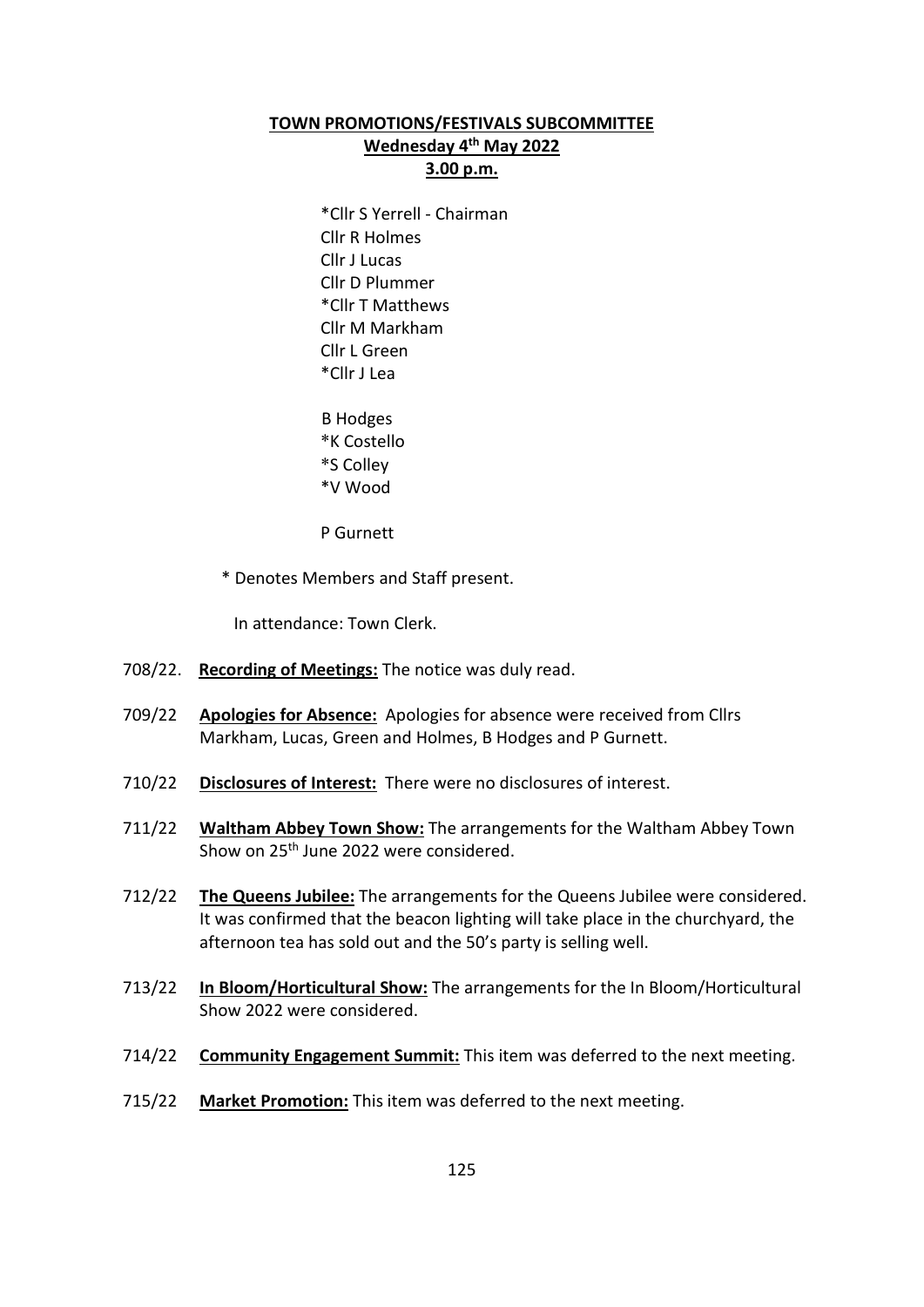**TOWN PROMOTIONS/FESTIVALS SUBCOMMITTEE**
**Wednesday 4th May 2022**
**3.00 p.m.**

*Cllr S Yerrell - Chairman
Cllr R Holmes
Cllr J Lucas
Cllr D Plummer
*Cllr T Matthews
Cllr M Markham
Cllr L Green
*Cllr J Lea

B Hodges
*K Costello
*S Colley
*V Wood

P Gurnett

\* Denotes Members and Staff present.

In attendance: Town Clerk.

708/22. **Recording of Meetings:** The notice was duly read.

709/22 **Apologies for Absence:** Apologies for absence were received from Cllrs Markham, Lucas, Green and Holmes, B Hodges and P Gurnett.

710/22 **Disclosures of Interest:** There were no disclosures of interest.

711/22 **Waltham Abbey Town Show:** The arrangements for the Waltham Abbey Town Show on 25th June 2022 were considered.

712/22 **The Queens Jubilee:** The arrangements for the Queens Jubilee were considered. It was confirmed that the beacon lighting will take place in the churchyard, the afternoon tea has sold out and the 50's party is selling well.

713/22 **In Bloom/Horticultural Show:** The arrangements for the In Bloom/Horticultural Show 2022 were considered.

714/22 **Community Engagement Summit:** This item was deferred to the next meeting.

715/22 **Market Promotion:** This item was deferred to the next meeting.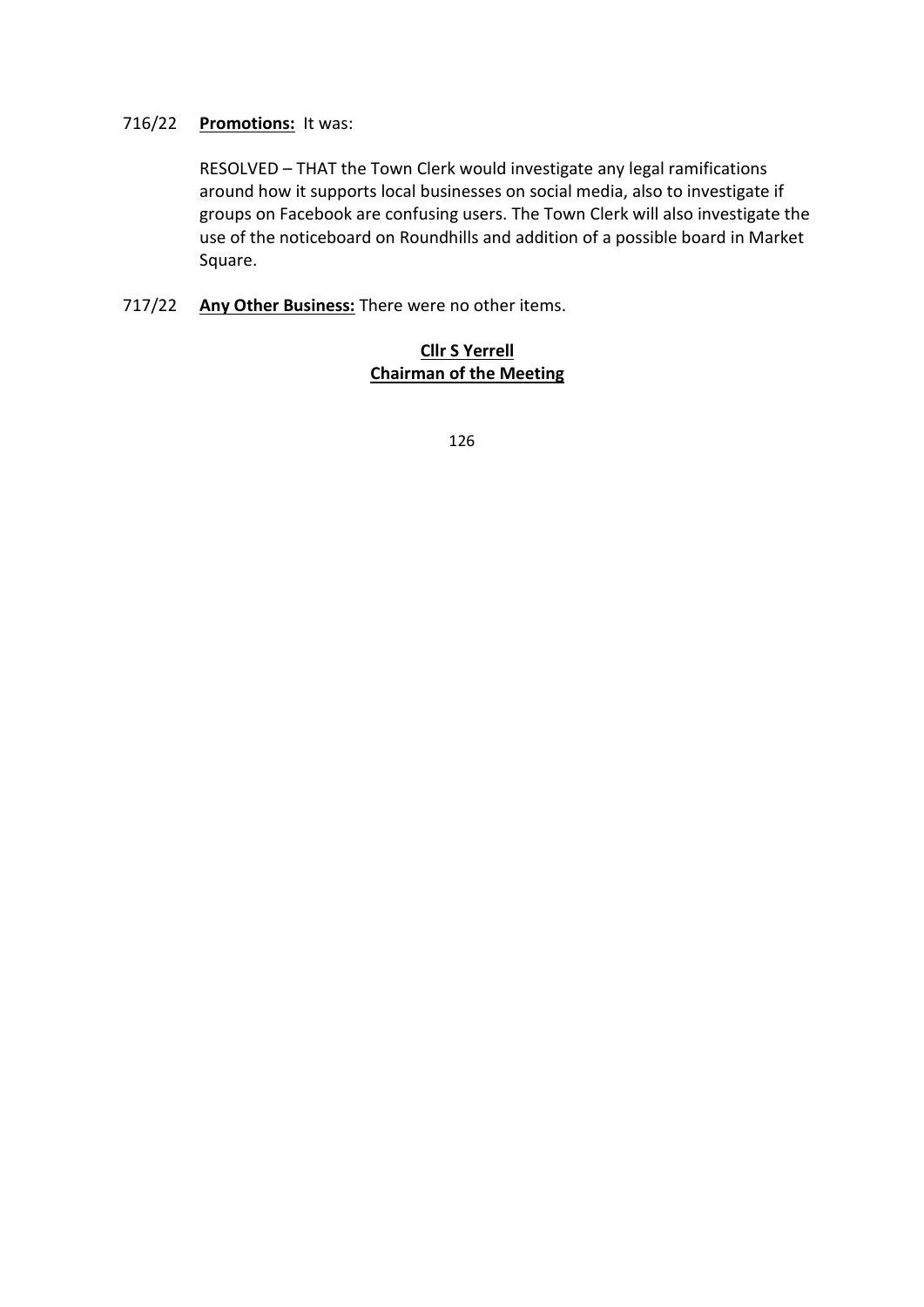716/22 **Promotions:** It was:

RESOLVED – THAT the Town Clerk would investigate any legal ramifications around how it supports local businesses on social media, also to investigate if groups on Facebook are confusing users. The Town Clerk will also investigate the use of the noticeboard on Roundhills and addition of a possible board in Market Square.

717/22 **Any Other Business:** There were no other items.

**Cllr S Yerrell**
**Chairman of the Meeting**